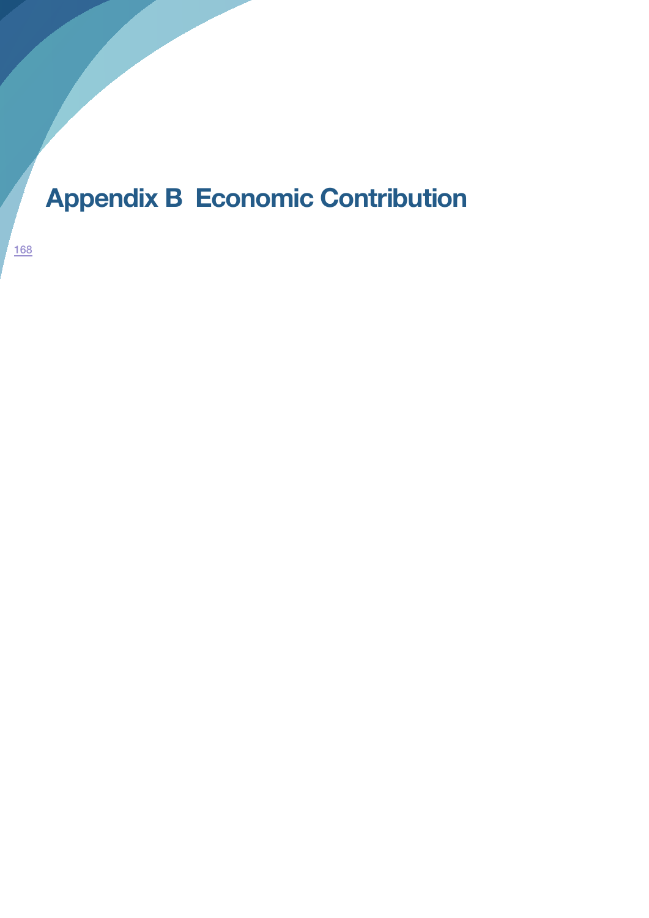# Appendix B  Economic Contribution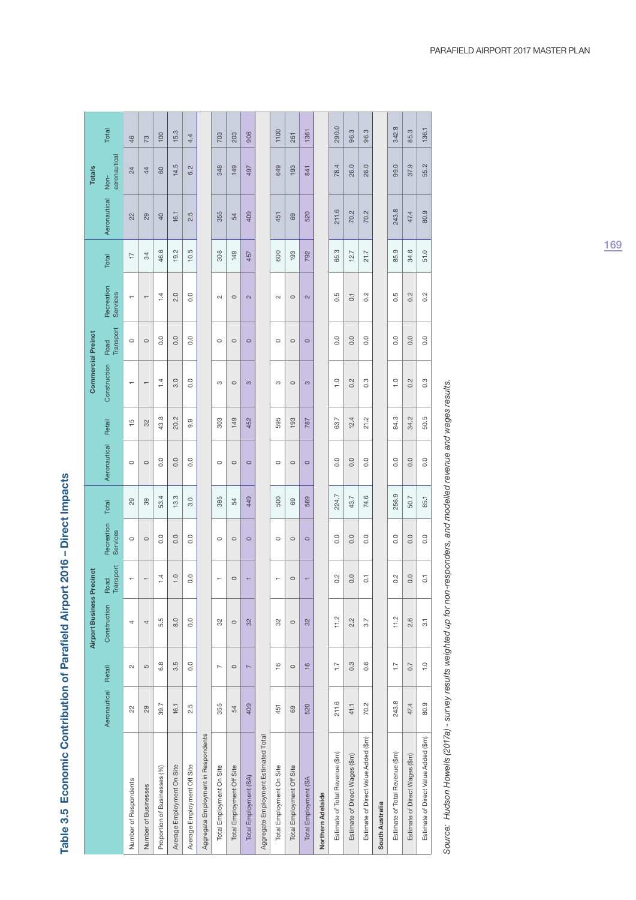## Table 3.5 Economic Contribution of Parafield Airport 2016 – Direct Impacts

| | Airport Business Precinct | | | | | | Commercial Preinct | | | | | | Totals | | |
|---|---|---|---|---|---|---|---|---|---|---|---|---|---|---|---|
| | Aeronautical | Retail | Construction | Road Transport | Recreation Services | Total | Aeronautical | Retail | Construction | Road Transport | Recreation Services | Total | Aeronautical | Non-aeronautical | Total |
| Number of Respondents | 22 | 2 | 4 | 1 | 0 | 29 | 0 | 15 | 1 | 0 | 1 | 17 | 22 | 24 | 46 |
| Number of Businesses | 29 | 5 | 4 | 1 | 0 | 39 | 0 | 32 | 1 | 0 | 1 | 34 | 29 | 44 | 73 |
| Proportion of Businesses (%) | 39.7 | 6.8 | 5.5 | 1.4 | 0.0 | 53.4 | 0.0 | 43.8 | 1.4 | 0.0 | 1.4 | 46.6 | 40 | 60 | 100 |
| Average Employment On Site | 16.1 | 3.5 | 8.0 | 1.0 | 0.0 | 13.3 | 0.0 | 20.2 | 3.0 | 0.0 | 2.0 | 19.2 | 16.1 | 14.5 | 15.3 |
| Average Employment Off Site | 2.5 | 0.0 | 0.0 | 0.0 | 0.0 | 3.0 | 0.0 | 9.9 | 0.0 | 0.0 | 0.0 | 10.5 | 2.5 | 6.2 | 4.4 |
| Aggregate Employment in Respondents | | | | | | | | | | | | | | | |
| Total Employment On Site | 355 | 7 | 32 | 1 | 0 | 395 | 0 | 303 | 3 | 0 | 2 | 308 | 355 | 348 | 703 |
| Total Employment Off Site | 54 | 0 | 0 | 0 | 0 | 54 | 0 | 149 | 0 | 0 | 0 | 149 | 54 | 149 | 203 |
| Total Employment (SA) | 409 | 7 | 32 | 1 | 0 | 449 | 0 | 452 | 3 | 0 | 2 | 457 | 409 | 497 | 906 |
| Aggregate Employment Estimated Total | | | | | | | | | | | | | | | |
| Total Employment On Site | 451 | 16 | 32 | 1 | 0 | 500 | 0 | 595 | 3 | 0 | 2 | 600 | 451 | 649 | 1100 |
| Total Employment Off Site | 69 | 0 | 0 | 0 | 0 | 69 | 0 | 193 | 0 | 0 | 0 | 193 | 69 | 193 | 261 |
| Total Employment (SA | 520 | 16 | 32 | 1 | 0 | 569 | 0 | 787 | 3 | 0 | 2 | 792 | 520 | 841 | 1361 |
| **Northern Adelaide** | | | | | | | | | | | | | | | |
| Estimate of Total Revenue ($m) | 211.6 | 1.7 | 11.2 | 0.2 | 0.0 | 224.7 | 0.0 | 63.7 | 1.0 | 0.0 | 0.5 | 65.3 | 211.6 | 78.4 | 290.0 |
| Estimate of Direct Wages ($m) | 41.1 | 0.3 | 2.2 | 0.0 | 0.0 | 43.7 | 0.0 | 12.4 | 0.2 | 0.0 | 0.1 | 12.7 | 70.2 | 26.0 | 96.3 |
| Estimate of Direct Value Added ($m) | 70.2 | 0.6 | 3.7 | 0.1 | 0.0 | 74.6 | 0.0 | 21.2 | 0.3 | 0.0 | 0.2 | 21.7 | 70.2 | 26.0 | 96.3 |
| **South Australia** | | | | | | | | | | | | | | | |
| Estimate of Total Revenue ($m) | 243.8 | 1.7 | 11.2 | 0.2 | 0.0 | 256.9 | 0.0 | 84.3 | 1.0 | 0.0 | 0.5 | 85.9 | 243.8 | 99.0 | 342.8 |
| Estimate of Direct Wages ($m) | 47.4 | 0.7 | 2.6 | 0.0 | 0.0 | 50.7 | 0.0 | 34.2 | 0.2 | 0.0 | 0.2 | 34.6 | 47.4 | 37.9 | 85.3 |
| Estimate of Direct Value Added ($m) | 80.9 | 1.0 | 3.1 | 0.1 | 0.0 | 85.1 | 0.0 | 50.5 | 0.3 | 0.0 | 0.2 | 51.0 | 80.9 | 55.2 | 136.1 |

*Source: Hudson Howells (2017a) - survey results weighted up for non-responders, and modelled revenue and wages results.*